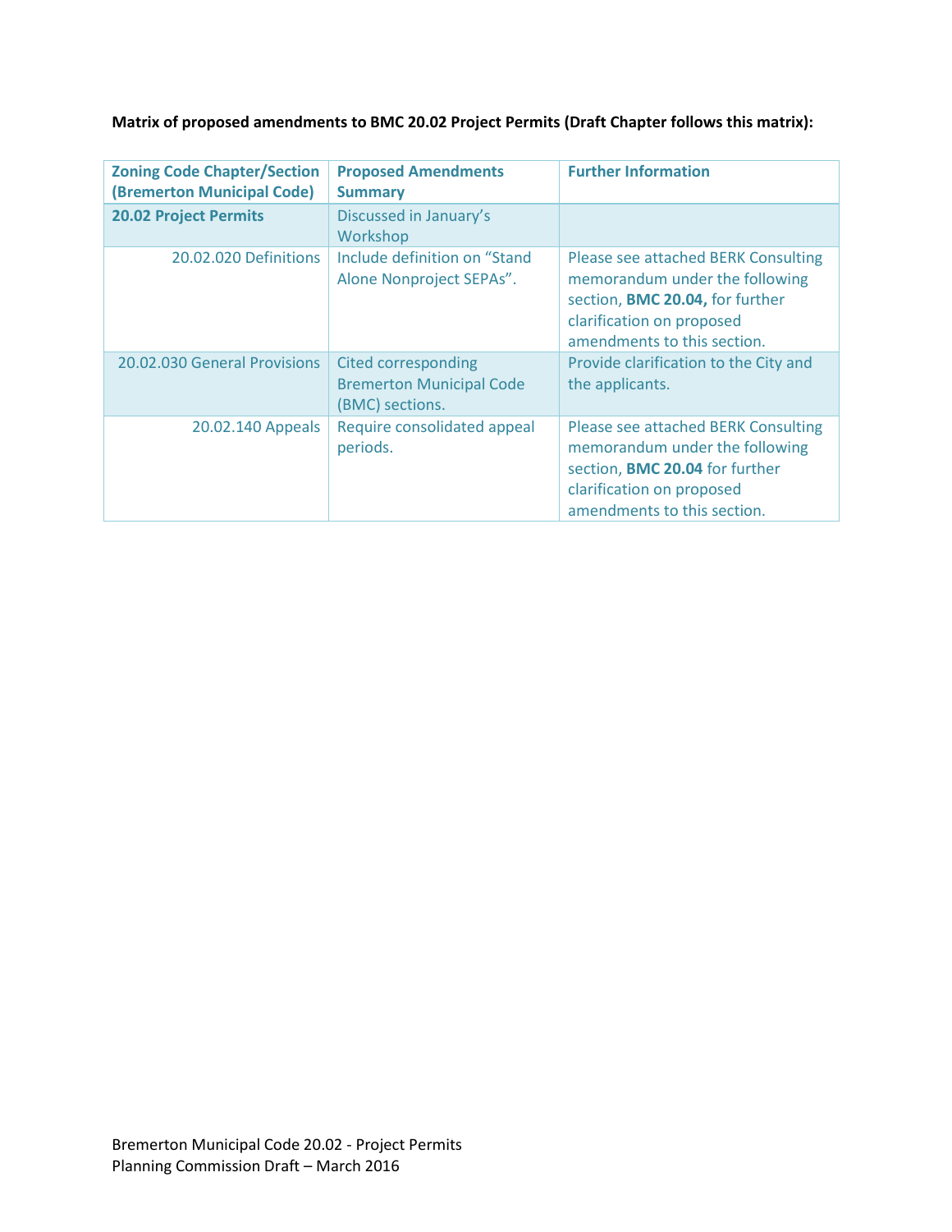**Matrix of proposed amendments to BMC 20.02 Project Permits (Draft Chapter follows this matrix):**

| Zoning Code Chapter/Section (Bremerton Municipal Code) | Proposed Amendments Summary | Further Information |
|---|---|---|
| **20.02 Project Permits** | Discussed in January's Workshop | |
| 20.02.020 Definitions | Include definition on "Stand Alone Nonproject SEPAs". | Please see attached BERK Consulting memorandum under the following section, **BMC 20.04,** for further clarification on proposed amendments to this section. |
| 20.02.030 General Provisions | Cited corresponding Bremerton Municipal Code (BMC) sections. | Provide clarification to the City and the applicants. |
| 20.02.140 Appeals | Require consolidated appeal periods. | Please see attached BERK Consulting memorandum under the following section, **BMC 20.04** for further clarification on proposed amendments to this section. |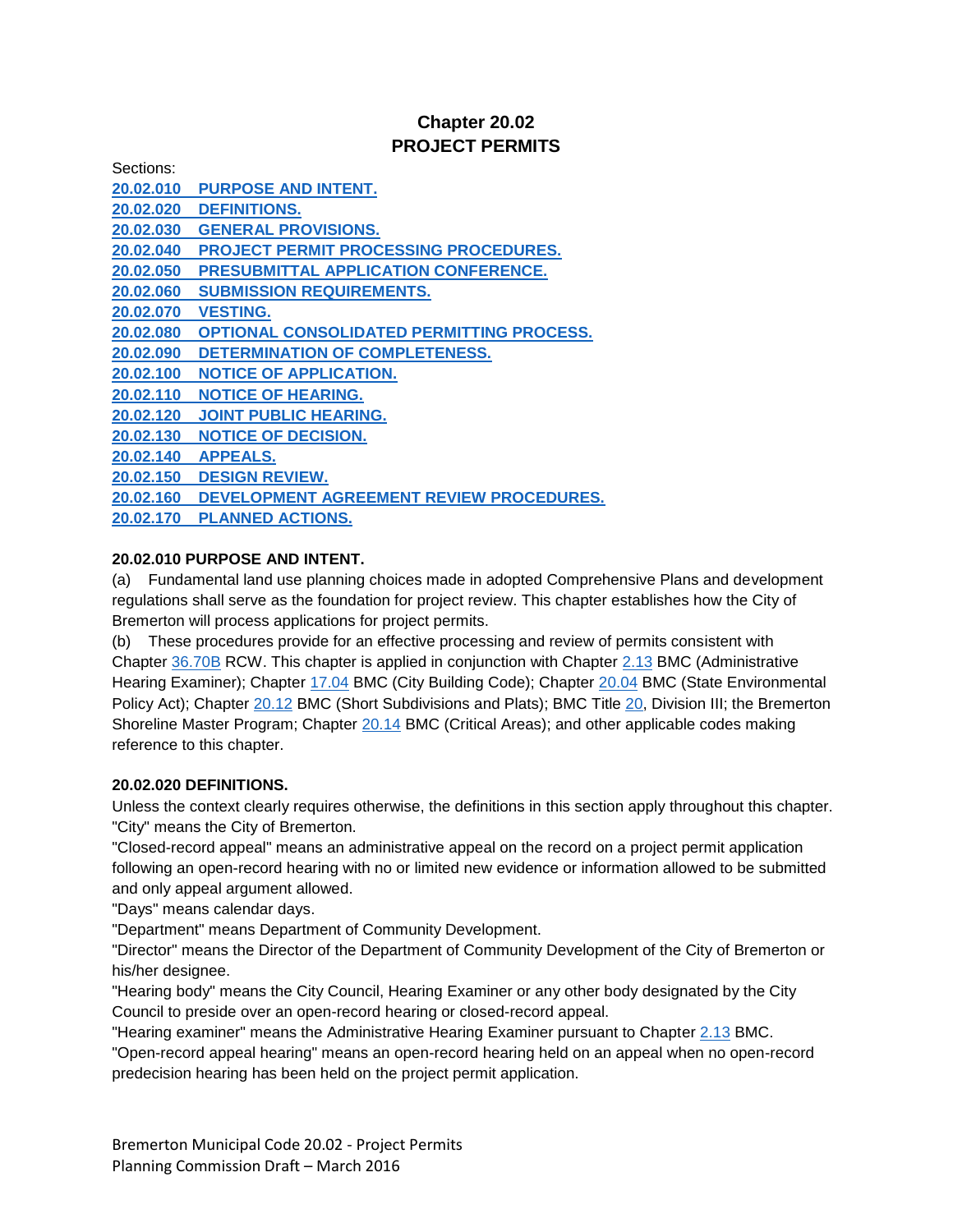# Chapter 20.02
# PROJECT PERMITS

Sections:

[20.02.010 PURPOSE AND INTENT.](#)
[20.02.020 DEFINITIONS.](#)
[20.02.030 GENERAL PROVISIONS.](#)
[20.02.040 PROJECT PERMIT PROCESSING PROCEDURES.](#)
[20.02.050 PRESUBMITTAL APPLICATION CONFERENCE.](#)
[20.02.060 SUBMISSION REQUIREMENTS.](#)
[20.02.070 VESTING.](#)
[20.02.080 OPTIONAL CONSOLIDATED PERMITTING PROCESS.](#)
[20.02.090 DETERMINATION OF COMPLETENESS.](#)
[20.02.100 NOTICE OF APPLICATION.](#)
[20.02.110 NOTICE OF HEARING.](#)
[20.02.120 JOINT PUBLIC HEARING.](#)
[20.02.130 NOTICE OF DECISION.](#)
[20.02.140 APPEALS.](#)
[20.02.150 DESIGN REVIEW.](#)
[20.02.160 DEVELOPMENT AGREEMENT REVIEW PROCEDURES.](#)
[20.02.170 PLANNED ACTIONS.](#)

### 20.02.010 PURPOSE AND INTENT.

(a) Fundamental land use planning choices made in adopted Comprehensive Plans and development regulations shall serve as the foundation for project review. This chapter establishes how the City of Bremerton will process applications for project permits.

(b) These procedures provide for an effective processing and review of permits consistent with Chapter 36.70B RCW. This chapter is applied in conjunction with Chapter 2.13 BMC (Administrative Hearing Examiner); Chapter 17.04 BMC (City Building Code); Chapter 20.04 BMC (State Environmental Policy Act); Chapter 20.12 BMC (Short Subdivisions and Plats); BMC Title 20, Division III; the Bremerton Shoreline Master Program; Chapter 20.14 BMC (Critical Areas); and other applicable codes making reference to this chapter.

### 20.02.020 DEFINITIONS.

Unless the context clearly requires otherwise, the definitions in this section apply throughout this chapter.

"City" means the City of Bremerton.

"Closed-record appeal" means an administrative appeal on the record on a project permit application following an open-record hearing with no or limited new evidence or information allowed to be submitted and only appeal argument allowed.

"Days" means calendar days.

"Department" means Department of Community Development.

"Director" means the Director of the Department of Community Development of the City of Bremerton or his/her designee.

"Hearing body" means the City Council, Hearing Examiner or any other body designated by the City Council to preside over an open-record hearing or closed-record appeal.

"Hearing examiner" means the Administrative Hearing Examiner pursuant to Chapter 2.13 BMC.

"Open-record appeal hearing" means an open-record hearing held on an appeal when no open-record predecision hearing has been held on the project permit application.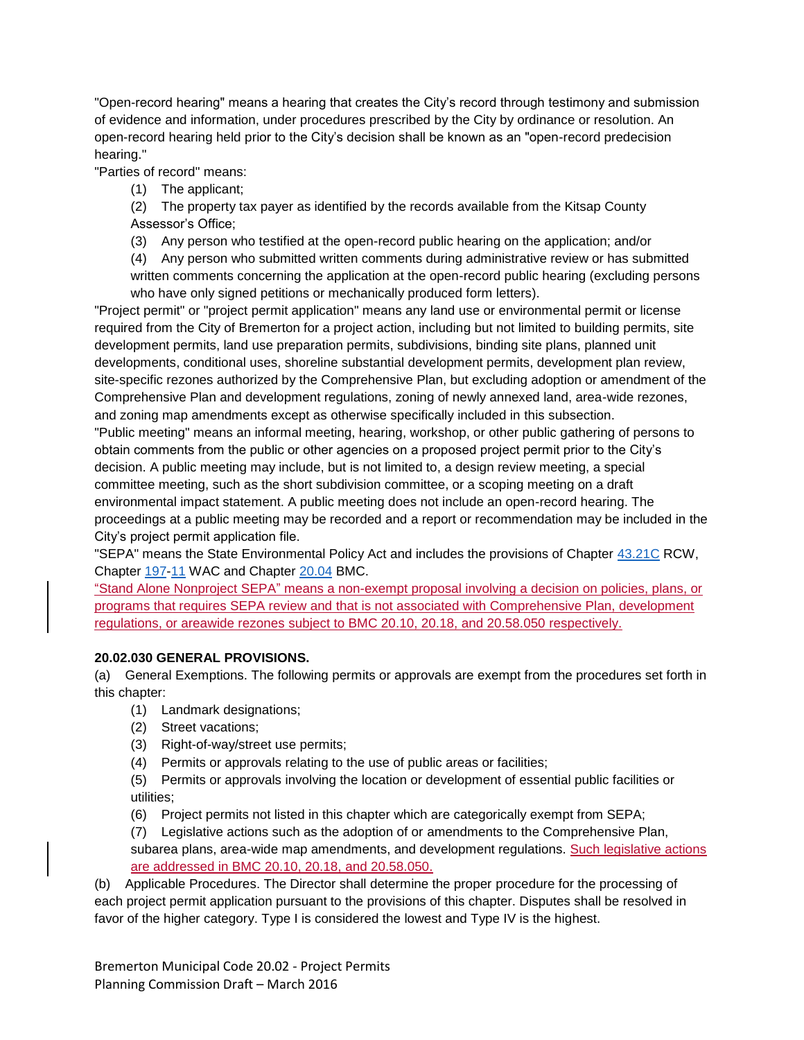"Open-record hearing" means a hearing that creates the City's record through testimony and submission of evidence and information, under procedures prescribed by the City by ordinance or resolution. An open-record hearing held prior to the City's decision shall be known as an "open-record predecision hearing."

"Parties of record" means:

(1) The applicant;

(2) The property tax payer as identified by the records available from the Kitsap County Assessor's Office;

(3) Any person who testified at the open-record public hearing on the application; and/or

(4) Any person who submitted written comments during administrative review or has submitted written comments concerning the application at the open-record public hearing (excluding persons who have only signed petitions or mechanically produced form letters).

"Project permit" or "project permit application" means any land use or environmental permit or license required from the City of Bremerton for a project action, including but not limited to building permits, site development permits, land use preparation permits, subdivisions, binding site plans, planned unit developments, conditional uses, shoreline substantial development permits, development plan review, site-specific rezones authorized by the Comprehensive Plan, but excluding adoption or amendment of the Comprehensive Plan and development regulations, zoning of newly annexed land, area-wide rezones, and zoning map amendments except as otherwise specifically included in this subsection.

"Public meeting" means an informal meeting, hearing, workshop, or other public gathering of persons to obtain comments from the public or other agencies on a proposed project permit prior to the City's decision. A public meeting may include, but is not limited to, a design review meeting, a special committee meeting, such as the short subdivision committee, or a scoping meeting on a draft environmental impact statement. A public meeting does not include an open-record hearing. The proceedings at a public meeting may be recorded and a report or recommendation may be included in the City's project permit application file.

"SEPA" means the State Environmental Policy Act and includes the provisions of Chapter 43.21C RCW, Chapter 197-11 WAC and Chapter 20.04 BMC.

"Stand Alone Nonproject SEPA" means a non-exempt proposal involving a decision on policies, plans, or programs that requires SEPA review and that is not associated with Comprehensive Plan, development regulations, or areawide rezones subject to BMC 20.10, 20.18, and 20.58.050 respectively.

**20.02.030 GENERAL PROVISIONS.**

(a) General Exemptions. The following permits or approvals are exempt from the procedures set forth in this chapter:

(1) Landmark designations;

(2) Street vacations;

(3) Right-of-way/street use permits;

(4) Permits or approvals relating to the use of public areas or facilities;

(5) Permits or approvals involving the location or development of essential public facilities or utilities;

(6) Project permits not listed in this chapter which are categorically exempt from SEPA;

(7) Legislative actions such as the adoption of or amendments to the Comprehensive Plan, subarea plans, area-wide map amendments, and development regulations. Such legislative actions are addressed in BMC 20.10, 20.18, and 20.58.050.

(b) Applicable Procedures. The Director shall determine the proper procedure for the processing of each project permit application pursuant to the provisions of this chapter. Disputes shall be resolved in favor of the higher category. Type I is considered the lowest and Type IV is the highest.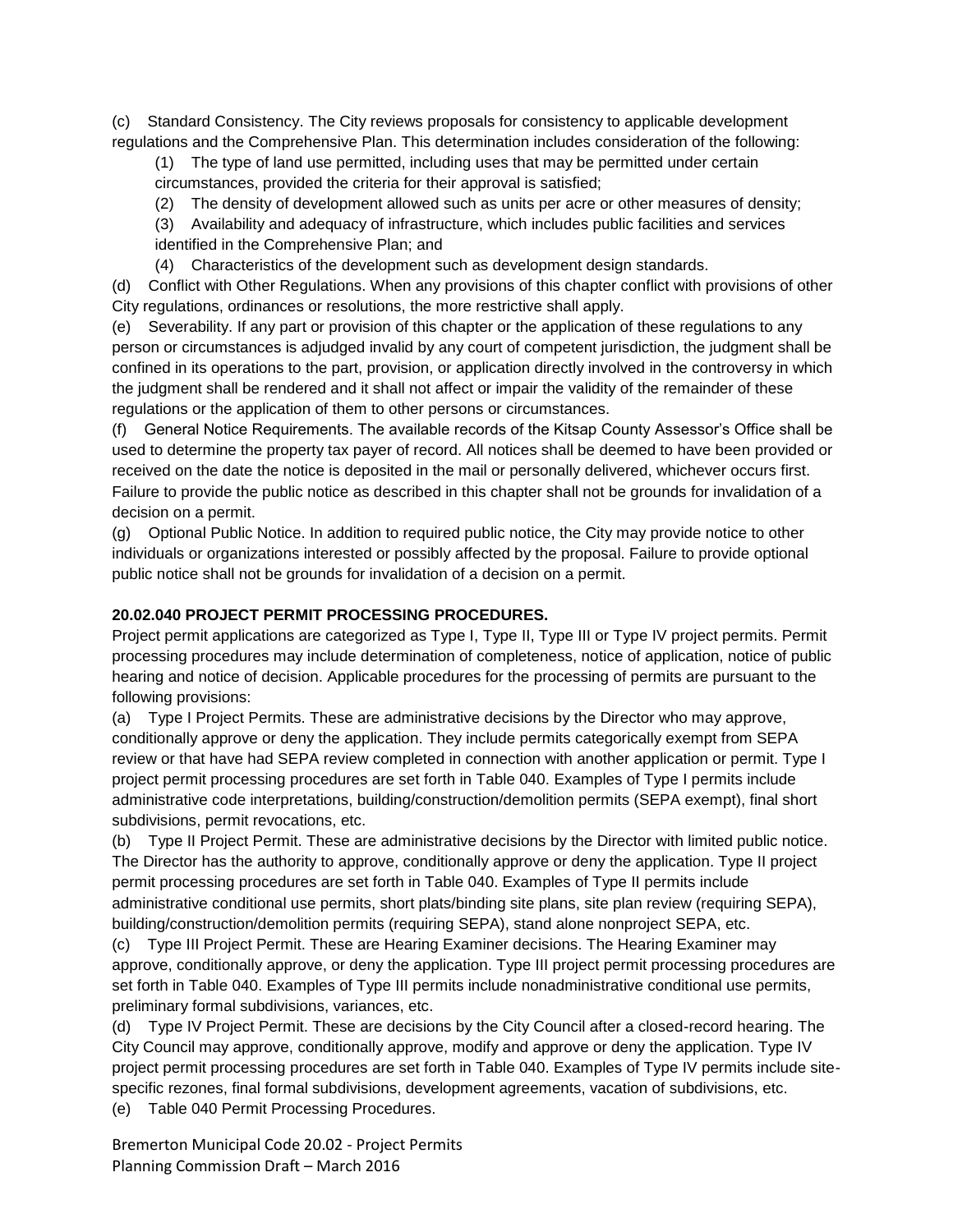(c) Standard Consistency. The City reviews proposals for consistency to applicable development regulations and the Comprehensive Plan. This determination includes consideration of the following:

(1) The type of land use permitted, including uses that may be permitted under certain circumstances, provided the criteria for their approval is satisfied;

(2) The density of development allowed such as units per acre or other measures of density;

(3) Availability and adequacy of infrastructure, which includes public facilities and services identified in the Comprehensive Plan; and

(4) Characteristics of the development such as development design standards.

(d) Conflict with Other Regulations. When any provisions of this chapter conflict with provisions of other City regulations, ordinances or resolutions, the more restrictive shall apply.

(e) Severability. If any part or provision of this chapter or the application of these regulations to any person or circumstances is adjudged invalid by any court of competent jurisdiction, the judgment shall be confined in its operations to the part, provision, or application directly involved in the controversy in which the judgment shall be rendered and it shall not affect or impair the validity of the remainder of these regulations or the application of them to other persons or circumstances.

(f) General Notice Requirements. The available records of the Kitsap County Assessor's Office shall be used to determine the property tax payer of record. All notices shall be deemed to have been provided or received on the date the notice is deposited in the mail or personally delivered, whichever occurs first. Failure to provide the public notice as described in this chapter shall not be grounds for invalidation of a decision on a permit.

(g) Optional Public Notice. In addition to required public notice, the City may provide notice to other individuals or organizations interested or possibly affected by the proposal. Failure to provide optional public notice shall not be grounds for invalidation of a decision on a permit.

**20.02.040 PROJECT PERMIT PROCESSING PROCEDURES.**

Project permit applications are categorized as Type I, Type II, Type III or Type IV project permits. Permit processing procedures may include determination of completeness, notice of application, notice of public hearing and notice of decision. Applicable procedures for the processing of permits are pursuant to the following provisions:

(a) Type I Project Permits. These are administrative decisions by the Director who may approve, conditionally approve or deny the application. They include permits categorically exempt from SEPA review or that have had SEPA review completed in connection with another application or permit. Type I project permit processing procedures are set forth in Table 040. Examples of Type I permits include administrative code interpretations, building/construction/demolition permits (SEPA exempt), final short subdivisions, permit revocations, etc.

(b) Type II Project Permit. These are administrative decisions by the Director with limited public notice. The Director has the authority to approve, conditionally approve or deny the application. Type II project permit processing procedures are set forth in Table 040. Examples of Type II permits include administrative conditional use permits, short plats/binding site plans, site plan review (requiring SEPA), building/construction/demolition permits (requiring SEPA), stand alone nonproject SEPA, etc.

(c) Type III Project Permit. These are Hearing Examiner decisions. The Hearing Examiner may approve, conditionally approve, or deny the application. Type III project permit processing procedures are set forth in Table 040. Examples of Type III permits include nonadministrative conditional use permits, preliminary formal subdivisions, variances, etc.

(d) Type IV Project Permit. These are decisions by the City Council after a closed-record hearing. The City Council may approve, conditionally approve, modify and approve or deny the application. Type IV project permit processing procedures are set forth in Table 040. Examples of Type IV permits include site-specific rezones, final formal subdivisions, development agreements, vacation of subdivisions, etc.

(e) Table 040 Permit Processing Procedures.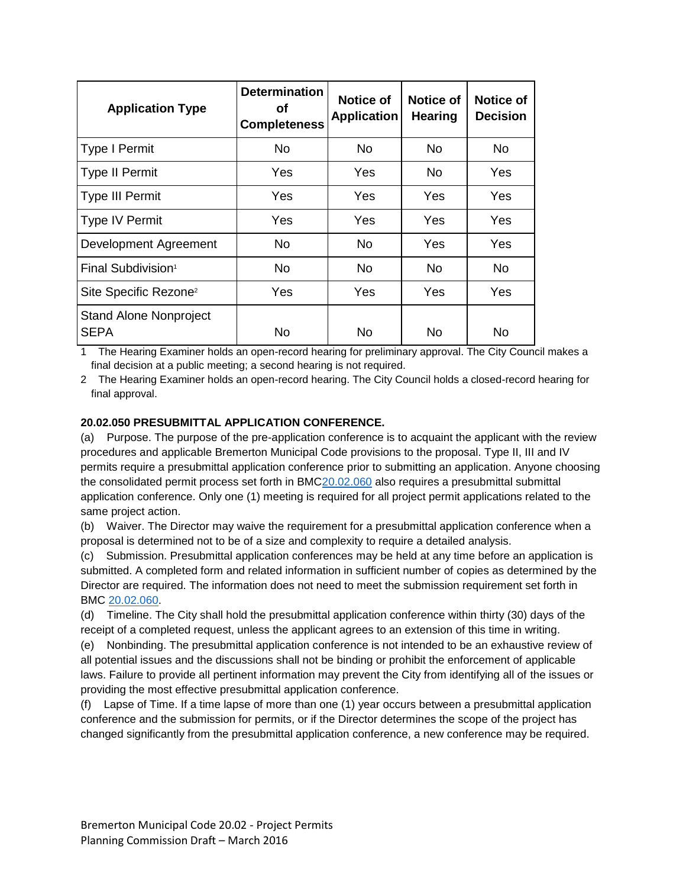| Application Type | Determination of Completeness | Notice of Application | Notice of Hearing | Notice of Decision |
|---|---|---|---|---|
| Type I Permit | No | No | No | No |
| Type II Permit | Yes | Yes | No | Yes |
| Type III Permit | Yes | Yes | Yes | Yes |
| Type IV Permit | Yes | Yes | Yes | Yes |
| Development Agreement | No | No | Yes | Yes |
| Final Subdivision[1] | No | No | No | No |
| Site Specific Rezone[2] | Yes | Yes | Yes | Yes |
| Stand Alone Nonproject SEPA | No | No | No | No |

1 The Hearing Examiner holds an open-record hearing for preliminary approval. The City Council makes a final decision at a public meeting; a second hearing is not required.

2 The Hearing Examiner holds an open-record hearing. The City Council holds a closed-record hearing for final approval.

**20.02.050 PRESUBMITTAL APPLICATION CONFERENCE.**

(a) Purpose. The purpose of the pre-application conference is to acquaint the applicant with the review procedures and applicable Bremerton Municipal Code provisions to the proposal. Type II, III and IV permits require a presubmittal application conference prior to submitting an application. Anyone choosing the consolidated permit process set forth in BMC20.02.060 also requires a presubmittal submittal application conference. Only one (1) meeting is required for all project permit applications related to the same project action.

(b) Waiver. The Director may waive the requirement for a presubmittal application conference when a proposal is determined not to be of a size and complexity to require a detailed analysis.

(c) Submission. Presubmittal application conferences may be held at any time before an application is submitted. A completed form and related information in sufficient number of copies as determined by the Director are required. The information does not need to meet the submission requirement set forth in BMC 20.02.060.

(d) Timeline. The City shall hold the presubmittal application conference within thirty (30) days of the receipt of a completed request, unless the applicant agrees to an extension of this time in writing.

(e) Nonbinding. The presubmittal application conference is not intended to be an exhaustive review of all potential issues and the discussions shall not be binding or prohibit the enforcement of applicable laws. Failure to provide all pertinent information may prevent the City from identifying all of the issues or providing the most effective presubmittal application conference.

(f) Lapse of Time. If a time lapse of more than one (1) year occurs between a presubmittal application conference and the submission for permits, or if the Director determines the scope of the project has changed significantly from the presubmittal application conference, a new conference may be required.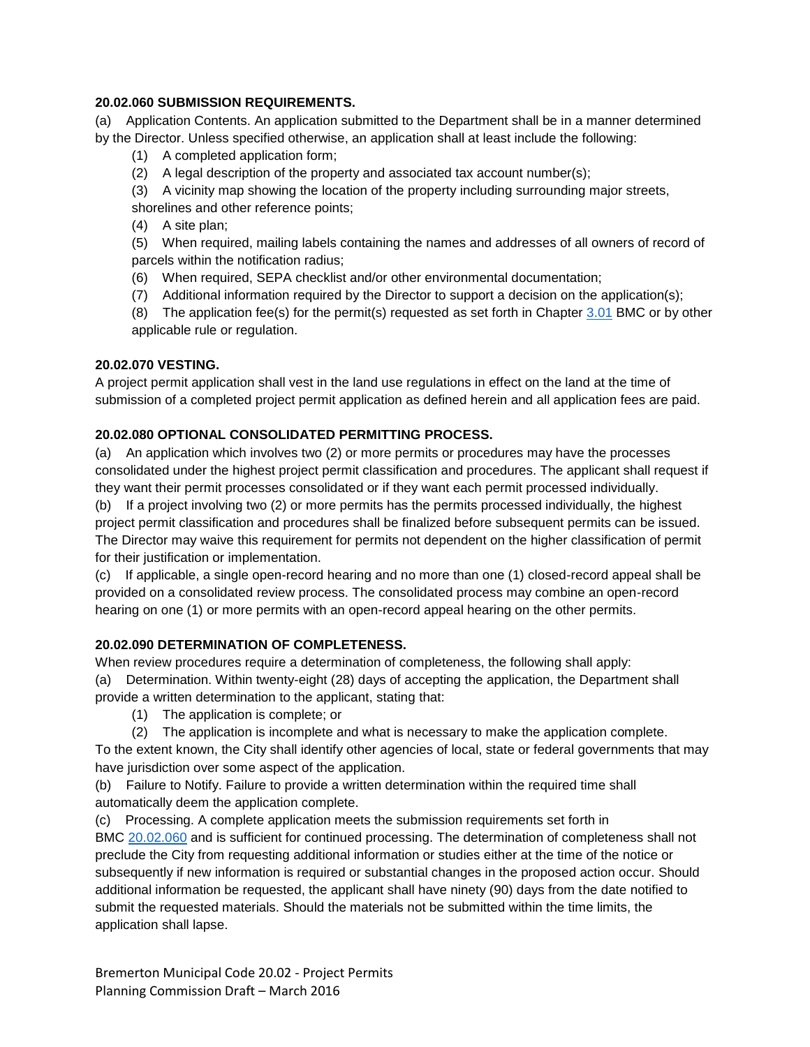**20.02.060 SUBMISSION REQUIREMENTS.**

(a) Application Contents. An application submitted to the Department shall be in a manner determined by the Director. Unless specified otherwise, an application shall at least include the following:

(1) A completed application form;

(2) A legal description of the property and associated tax account number(s);

(3) A vicinity map showing the location of the property including surrounding major streets, shorelines and other reference points;

(4) A site plan;

(5) When required, mailing labels containing the names and addresses of all owners of record of parcels within the notification radius;

(6) When required, SEPA checklist and/or other environmental documentation;

(7) Additional information required by the Director to support a decision on the application(s);

(8) The application fee(s) for the permit(s) requested as set forth in Chapter 3.01 BMC or by other applicable rule or regulation.

**20.02.070 VESTING.**

A project permit application shall vest in the land use regulations in effect on the land at the time of submission of a completed project permit application as defined herein and all application fees are paid.

**20.02.080 OPTIONAL CONSOLIDATED PERMITTING PROCESS.**

(a) An application which involves two (2) or more permits or procedures may have the processes consolidated under the highest project permit classification and procedures. The applicant shall request if they want their permit processes consolidated or if they want each permit processed individually.

(b) If a project involving two (2) or more permits has the permits processed individually, the highest project permit classification and procedures shall be finalized before subsequent permits can be issued. The Director may waive this requirement for permits not dependent on the higher classification of permit for their justification or implementation.

(c) If applicable, a single open-record hearing and no more than one (1) closed-record appeal shall be provided on a consolidated review process. The consolidated process may combine an open-record hearing on one (1) or more permits with an open-record appeal hearing on the other permits.

**20.02.090 DETERMINATION OF COMPLETENESS.**

When review procedures require a determination of completeness, the following shall apply:

(a) Determination. Within twenty-eight (28) days of accepting the application, the Department shall provide a written determination to the applicant, stating that:

(1) The application is complete; or

(2) The application is incomplete and what is necessary to make the application complete.

To the extent known, the City shall identify other agencies of local, state or federal governments that may have jurisdiction over some aspect of the application.

(b) Failure to Notify. Failure to provide a written determination within the required time shall automatically deem the application complete.

(c) Processing. A complete application meets the submission requirements set forth in BMC 20.02.060 and is sufficient for continued processing. The determination of completeness shall not preclude the City from requesting additional information or studies either at the time of the notice or subsequently if new information is required or substantial changes in the proposed action occur. Should additional information be requested, the applicant shall have ninety (90) days from the date notified to submit the requested materials. Should the materials not be submitted within the time limits, the application shall lapse.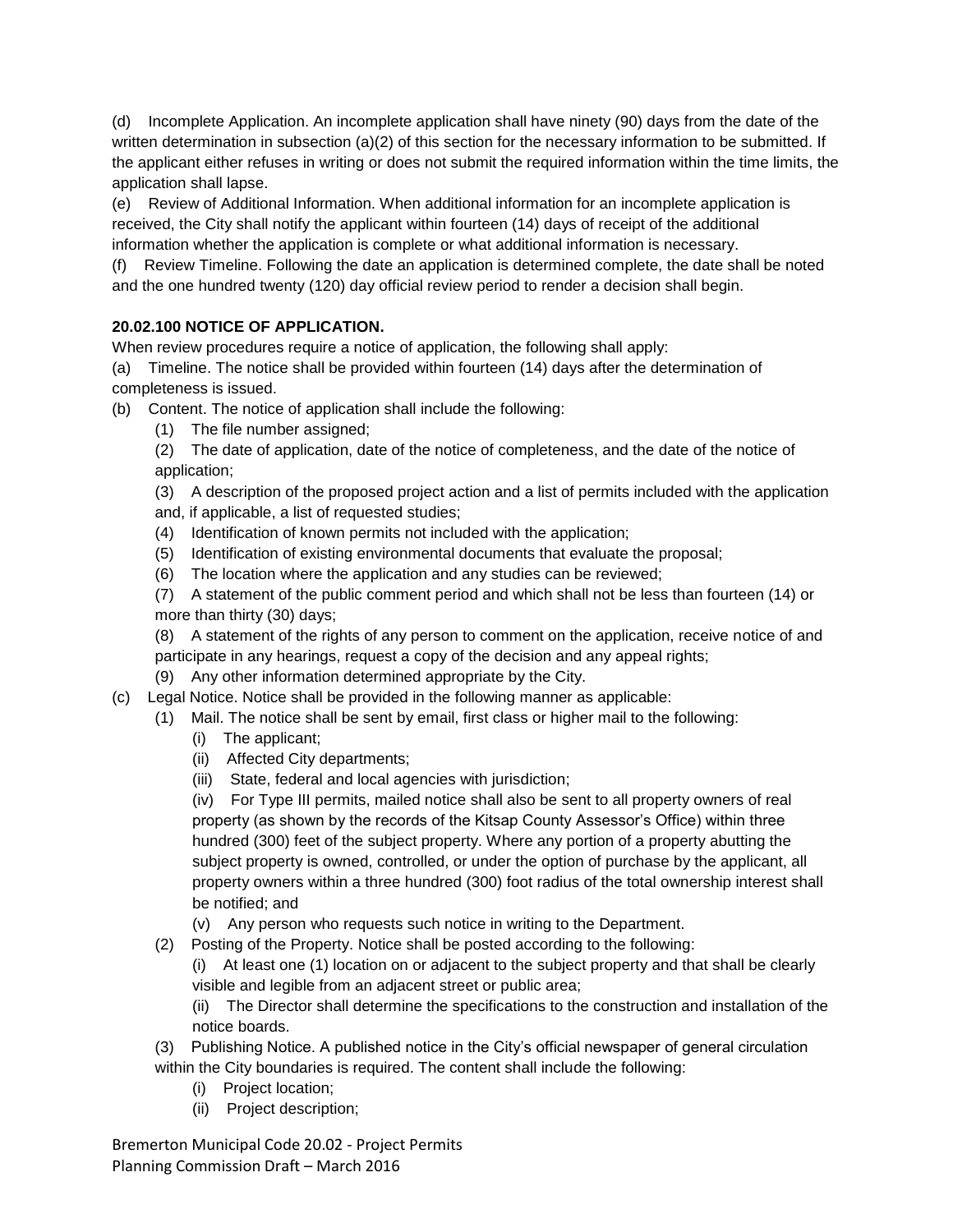(d) Incomplete Application. An incomplete application shall have ninety (90) days from the date of the written determination in subsection (a)(2) of this section for the necessary information to be submitted. If the applicant either refuses in writing or does not submit the required information within the time limits, the application shall lapse.

(e) Review of Additional Information. When additional information for an incomplete application is received, the City shall notify the applicant within fourteen (14) days of receipt of the additional information whether the application is complete or what additional information is necessary.

(f) Review Timeline. Following the date an application is determined complete, the date shall be noted and the one hundred twenty (120) day official review period to render a decision shall begin.

**20.02.100 NOTICE OF APPLICATION.**

When review procedures require a notice of application, the following shall apply:

(a) Timeline. The notice shall be provided within fourteen (14) days after the determination of completeness is issued.

(b) Content. The notice of application shall include the following:

- (1) The file number assigned;
- (2) The date of application, date of the notice of completeness, and the date of the notice of application;
- (3) A description of the proposed project action and a list of permits included with the application and, if applicable, a list of requested studies;
- (4) Identification of known permits not included with the application;
- (5) Identification of existing environmental documents that evaluate the proposal;
- (6) The location where the application and any studies can be reviewed;
- (7) A statement of the public comment period and which shall not be less than fourteen (14) or more than thirty (30) days;
- (8) A statement of the rights of any person to comment on the application, receive notice of and participate in any hearings, request a copy of the decision and any appeal rights;
- (9) Any other information determined appropriate by the City.

(c) Legal Notice. Notice shall be provided in the following manner as applicable:

- (1) Mail. The notice shall be sent by email, first class or higher mail to the following:
  - (i) The applicant;
  - (ii) Affected City departments;
  - (iii) State, federal and local agencies with jurisdiction;
  - (iv) For Type III permits, mailed notice shall also be sent to all property owners of real property (as shown by the records of the Kitsap County Assessor's Office) within three hundred (300) feet of the subject property. Where any portion of a property abutting the subject property is owned, controlled, or under the option of purchase by the applicant, all property owners within a three hundred (300) foot radius of the total ownership interest shall be notified; and
  - (v) Any person who requests such notice in writing to the Department.
- (2) Posting of the Property. Notice shall be posted according to the following:
  - (i) At least one (1) location on or adjacent to the subject property and that shall be clearly visible and legible from an adjacent street or public area;
  - (ii) The Director shall determine the specifications to the construction and installation of the notice boards.
- (3) Publishing Notice. A published notice in the City's official newspaper of general circulation within the City boundaries is required. The content shall include the following:
  - (i) Project location;
  - (ii) Project description;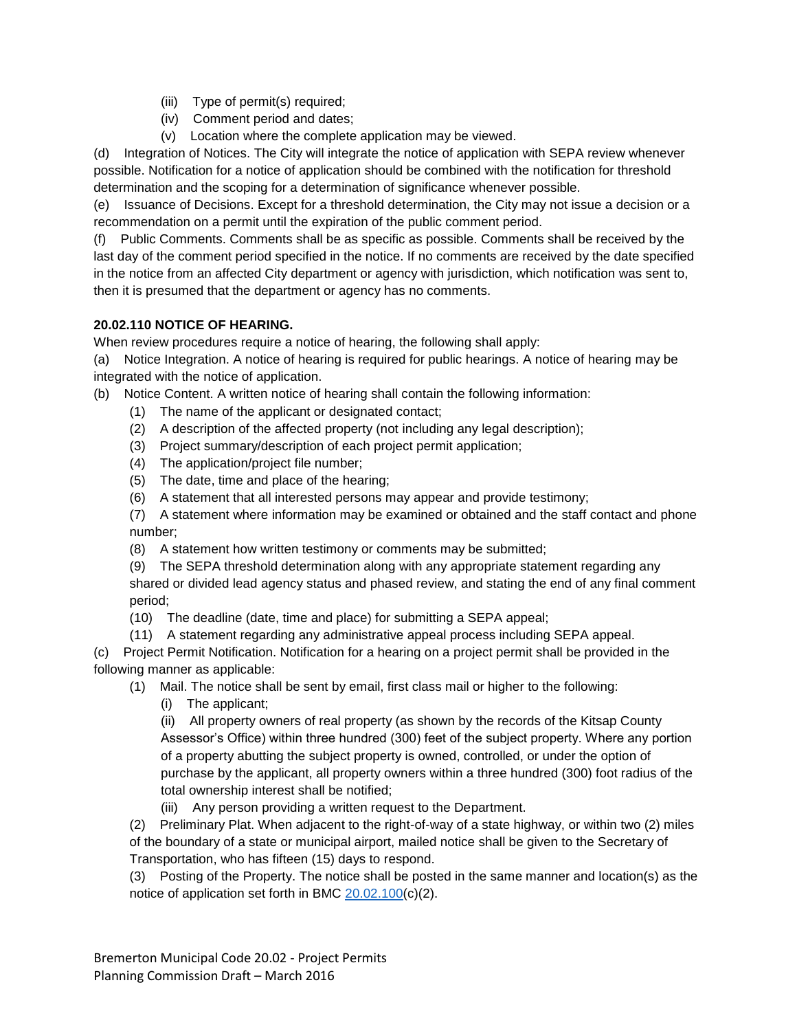(iii) Type of permit(s) required;

(iv) Comment period and dates;

(v) Location where the complete application may be viewed.

(d) Integration of Notices. The City will integrate the notice of application with SEPA review whenever possible. Notification for a notice of application should be combined with the notification for threshold determination and the scoping for a determination of significance whenever possible.

(e) Issuance of Decisions. Except for a threshold determination, the City may not issue a decision or a recommendation on a permit until the expiration of the public comment period.

(f) Public Comments. Comments shall be as specific as possible. Comments shall be received by the last day of the comment period specified in the notice. If no comments are received by the date specified in the notice from an affected City department or agency with jurisdiction, which notification was sent to, then it is presumed that the department or agency has no comments.

**20.02.110 NOTICE OF HEARING.**

When review procedures require a notice of hearing, the following shall apply:

(a) Notice Integration. A notice of hearing is required for public hearings. A notice of hearing may be integrated with the notice of application.

(b) Notice Content. A written notice of hearing shall contain the following information:

(1) The name of the applicant or designated contact;

(2) A description of the affected property (not including any legal description);

(3) Project summary/description of each project permit application;

(4) The application/project file number;

(5) The date, time and place of the hearing;

(6) A statement that all interested persons may appear and provide testimony;

(7) A statement where information may be examined or obtained and the staff contact and phone number;

(8) A statement how written testimony or comments may be submitted;

(9) The SEPA threshold determination along with any appropriate statement regarding any shared or divided lead agency status and phased review, and stating the end of any final comment period;

(10) The deadline (date, time and place) for submitting a SEPA appeal;

(11) A statement regarding any administrative appeal process including SEPA appeal.

(c) Project Permit Notification. Notification for a hearing on a project permit shall be provided in the following manner as applicable:

(1) Mail. The notice shall be sent by email, first class mail or higher to the following:

(i) The applicant;

(ii) All property owners of real property (as shown by the records of the Kitsap County Assessor's Office) within three hundred (300) feet of the subject property. Where any portion of a property abutting the subject property is owned, controlled, or under the option of purchase by the applicant, all property owners within a three hundred (300) foot radius of the total ownership interest shall be notified;

(iii) Any person providing a written request to the Department.

(2) Preliminary Plat. When adjacent to the right-of-way of a state highway, or within two (2) miles of the boundary of a state or municipal airport, mailed notice shall be given to the Secretary of Transportation, who has fifteen (15) days to respond.

(3) Posting of the Property. The notice shall be posted in the same manner and location(s) as the notice of application set forth in BMC 20.02.100(c)(2).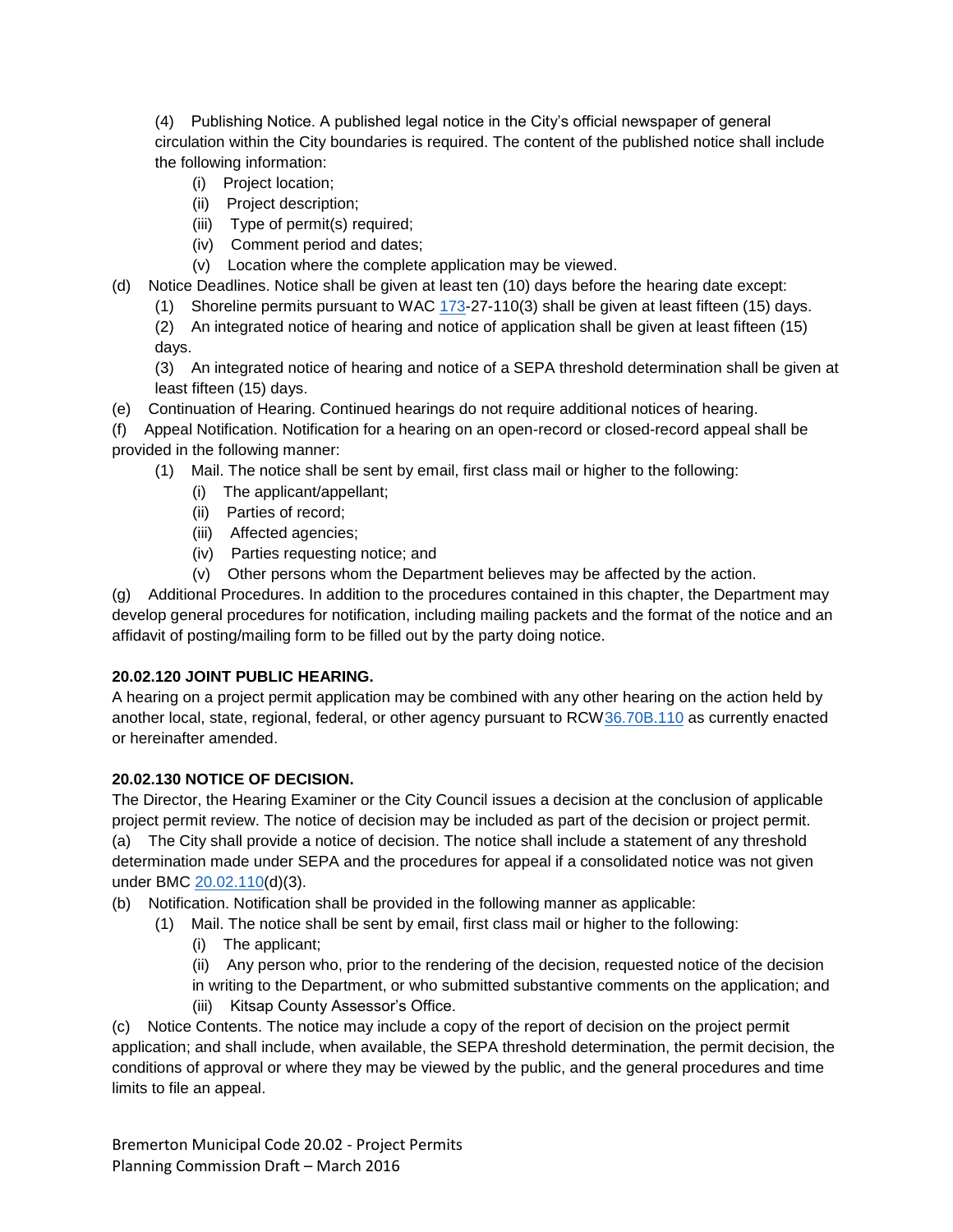(4) Publishing Notice. A published legal notice in the City's official newspaper of general circulation within the City boundaries is required. The content of the published notice shall include the following information:

(i) Project location;

(ii) Project description;

(iii) Type of permit(s) required;

(iv) Comment period and dates;

(v) Location where the complete application may be viewed.

(d) Notice Deadlines. Notice shall be given at least ten (10) days before the hearing date except:

(1) Shoreline permits pursuant to WAC 173-27-110(3) shall be given at least fifteen (15) days.

(2) An integrated notice of hearing and notice of application shall be given at least fifteen (15) days.

(3) An integrated notice of hearing and notice of a SEPA threshold determination shall be given at least fifteen (15) days.

(e) Continuation of Hearing. Continued hearings do not require additional notices of hearing.

(f) Appeal Notification. Notification for a hearing on an open-record or closed-record appeal shall be provided in the following manner:

(1) Mail. The notice shall be sent by email, first class mail or higher to the following:

(i) The applicant/appellant;

(ii) Parties of record;

(iii) Affected agencies;

(iv) Parties requesting notice; and

(v) Other persons whom the Department believes may be affected by the action.

(g) Additional Procedures. In addition to the procedures contained in this chapter, the Department may develop general procedures for notification, including mailing packets and the format of the notice and an affidavit of posting/mailing form to be filled out by the party doing notice.

**20.02.120 JOINT PUBLIC HEARING.**

A hearing on a project permit application may be combined with any other hearing on the action held by another local, state, regional, federal, or other agency pursuant to RCW36.70B.110 as currently enacted or hereinafter amended.

**20.02.130 NOTICE OF DECISION.**

The Director, the Hearing Examiner or the City Council issues a decision at the conclusion of applicable project permit review. The notice of decision may be included as part of the decision or project permit.

(a) The City shall provide a notice of decision. The notice shall include a statement of any threshold determination made under SEPA and the procedures for appeal if a consolidated notice was not given under BMC 20.02.110(d)(3).

(b) Notification. Notification shall be provided in the following manner as applicable:

(1) Mail. The notice shall be sent by email, first class mail or higher to the following:

(i) The applicant;

(ii) Any person who, prior to the rendering of the decision, requested notice of the decision in writing to the Department, or who submitted substantive comments on the application; and

(iii) Kitsap County Assessor's Office.

(c) Notice Contents. The notice may include a copy of the report of decision on the project permit application; and shall include, when available, the SEPA threshold determination, the permit decision, the conditions of approval or where they may be viewed by the public, and the general procedures and time limits to file an appeal.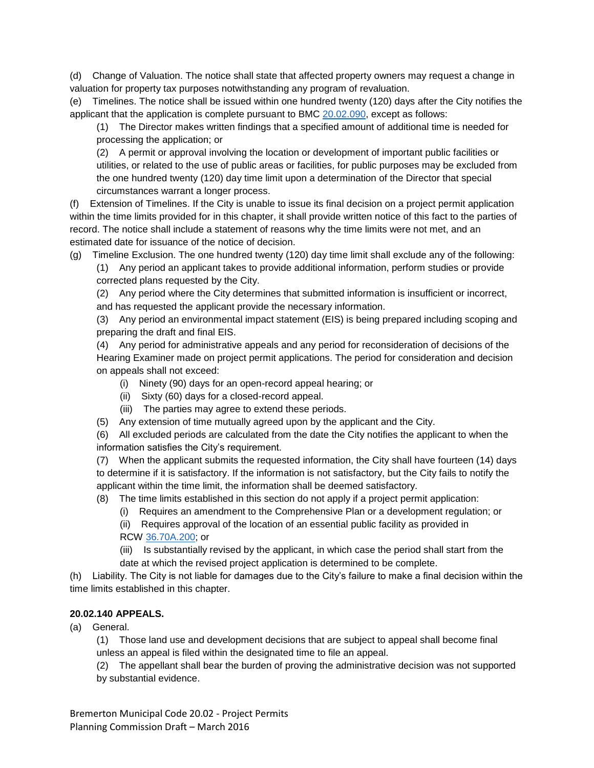(d) Change of Valuation. The notice shall state that affected property owners may request a change in valuation for property tax purposes notwithstanding any program of revaluation.

(e) Timelines. The notice shall be issued within one hundred twenty (120) days after the City notifies the applicant that the application is complete pursuant to BMC 20.02.090, except as follows:

- (1) The Director makes written findings that a specified amount of additional time is needed for processing the application; or
- (2) A permit or approval involving the location or development of important public facilities or utilities, or related to the use of public areas or facilities, for public purposes may be excluded from the one hundred twenty (120) day time limit upon a determination of the Director that special circumstances warrant a longer process.

(f) Extension of Timelines. If the City is unable to issue its final decision on a project permit application within the time limits provided for in this chapter, it shall provide written notice of this fact to the parties of record. The notice shall include a statement of reasons why the time limits were not met, and an estimated date for issuance of the notice of decision.

(g) Timeline Exclusion. The one hundred twenty (120) day time limit shall exclude any of the following:

- (1) Any period an applicant takes to provide additional information, perform studies or provide corrected plans requested by the City.
- (2) Any period where the City determines that submitted information is insufficient or incorrect, and has requested the applicant provide the necessary information.
- (3) Any period an environmental impact statement (EIS) is being prepared including scoping and preparing the draft and final EIS.
- (4) Any period for administrative appeals and any period for reconsideration of decisions of the Hearing Examiner made on project permit applications. The period for consideration and decision on appeals shall not exceed:
  - (i) Ninety (90) days for an open-record appeal hearing; or
  - (ii) Sixty (60) days for a closed-record appeal.
  - (iii) The parties may agree to extend these periods.
- (5) Any extension of time mutually agreed upon by the applicant and the City.
- (6) All excluded periods are calculated from the date the City notifies the applicant to when the information satisfies the City's requirement.
- (7) When the applicant submits the requested information, the City shall have fourteen (14) days to determine if it is satisfactory. If the information is not satisfactory, but the City fails to notify the applicant within the time limit, the information shall be deemed satisfactory.
- (8) The time limits established in this section do not apply if a project permit application:
  - (i) Requires an amendment to the Comprehensive Plan or a development regulation; or
  - (ii) Requires approval of the location of an essential public facility as provided in RCW 36.70A.200; or
  - (iii) Is substantially revised by the applicant, in which case the period shall start from the date at which the revised project application is determined to be complete.

(h) Liability. The City is not liable for damages due to the City's failure to make a final decision within the time limits established in this chapter.

**20.02.140 APPEALS.**

(a) General.

- (1) Those land use and development decisions that are subject to appeal shall become final unless an appeal is filed within the designated time to file an appeal.
- (2) The appellant shall bear the burden of proving the administrative decision was not supported by substantial evidence.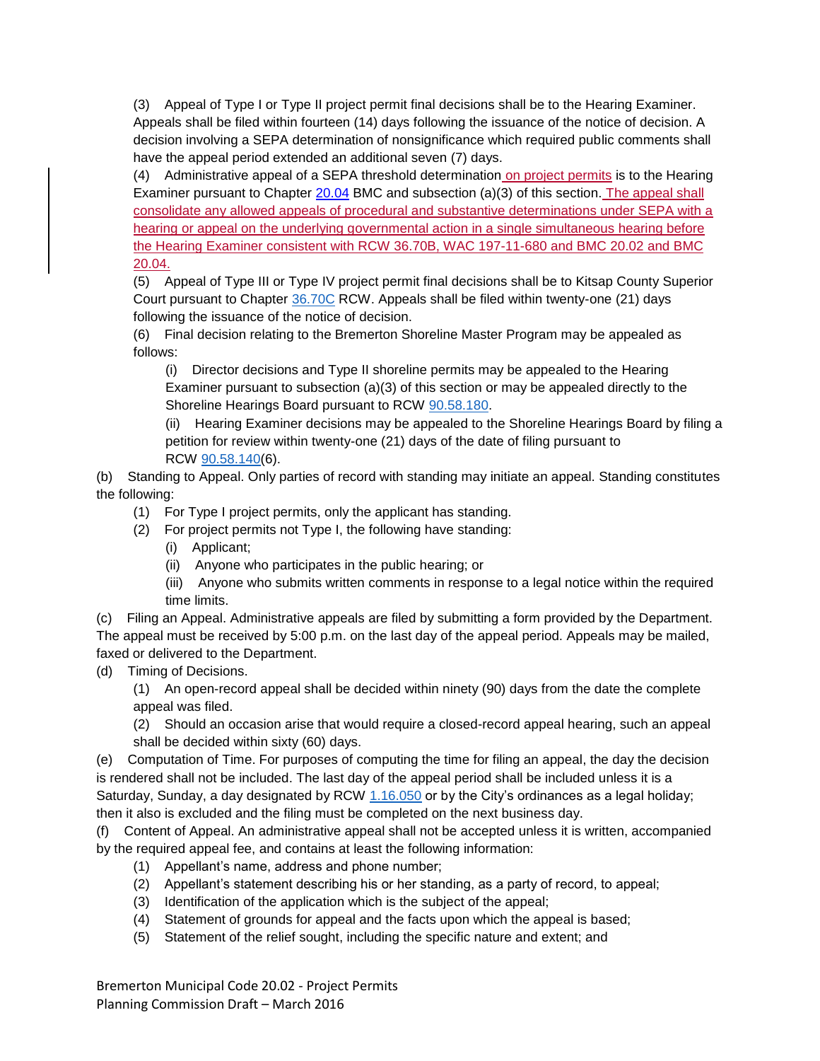(3) Appeal of Type I or Type II project permit final decisions shall be to the Hearing Examiner. Appeals shall be filed within fourteen (14) days following the issuance of the notice of decision. A decision involving a SEPA determination of nonsignificance which required public comments shall have the appeal period extended an additional seven (7) days.

(4) Administrative appeal of a SEPA threshold determination on project permits is to the Hearing Examiner pursuant to Chapter 20.04 BMC and subsection (a)(3) of this section. The appeal shall consolidate any allowed appeals of procedural and substantive determinations under SEPA with a hearing or appeal on the underlying governmental action in a single simultaneous hearing before the Hearing Examiner consistent with RCW 36.70B, WAC 197-11-680 and BMC 20.02 and BMC 20.04.

(5) Appeal of Type III or Type IV project permit final decisions shall be to Kitsap County Superior Court pursuant to Chapter 36.70C RCW. Appeals shall be filed within twenty-one (21) days following the issuance of the notice of decision.

(6) Final decision relating to the Bremerton Shoreline Master Program may be appealed as follows:

(i) Director decisions and Type II shoreline permits may be appealed to the Hearing Examiner pursuant to subsection (a)(3) of this section or may be appealed directly to the Shoreline Hearings Board pursuant to RCW 90.58.180.

(ii) Hearing Examiner decisions may be appealed to the Shoreline Hearings Board by filing a petition for review within twenty-one (21) days of the date of filing pursuant to RCW 90.58.140(6).

(b) Standing to Appeal. Only parties of record with standing may initiate an appeal. Standing constitutes the following:

(1) For Type I project permits, only the applicant has standing.

(2) For project permits not Type I, the following have standing:

(i) Applicant;

(ii) Anyone who participates in the public hearing; or

(iii) Anyone who submits written comments in response to a legal notice within the required time limits.

(c) Filing an Appeal. Administrative appeals are filed by submitting a form provided by the Department. The appeal must be received by 5:00 p.m. on the last day of the appeal period. Appeals may be mailed, faxed or delivered to the Department.

(d) Timing of Decisions.

(1) An open-record appeal shall be decided within ninety (90) days from the date the complete appeal was filed.

(2) Should an occasion arise that would require a closed-record appeal hearing, such an appeal shall be decided within sixty (60) days.

(e) Computation of Time. For purposes of computing the time for filing an appeal, the day the decision is rendered shall not be included. The last day of the appeal period shall be included unless it is a Saturday, Sunday, a day designated by RCW 1.16.050 or by the City's ordinances as a legal holiday; then it also is excluded and the filing must be completed on the next business day.

(f) Content of Appeal. An administrative appeal shall not be accepted unless it is written, accompanied by the required appeal fee, and contains at least the following information:

(1) Appellant's name, address and phone number;

(2) Appellant's statement describing his or her standing, as a party of record, to appeal;

(3) Identification of the application which is the subject of the appeal;

(4) Statement of grounds for appeal and the facts upon which the appeal is based;

(5) Statement of the relief sought, including the specific nature and extent; and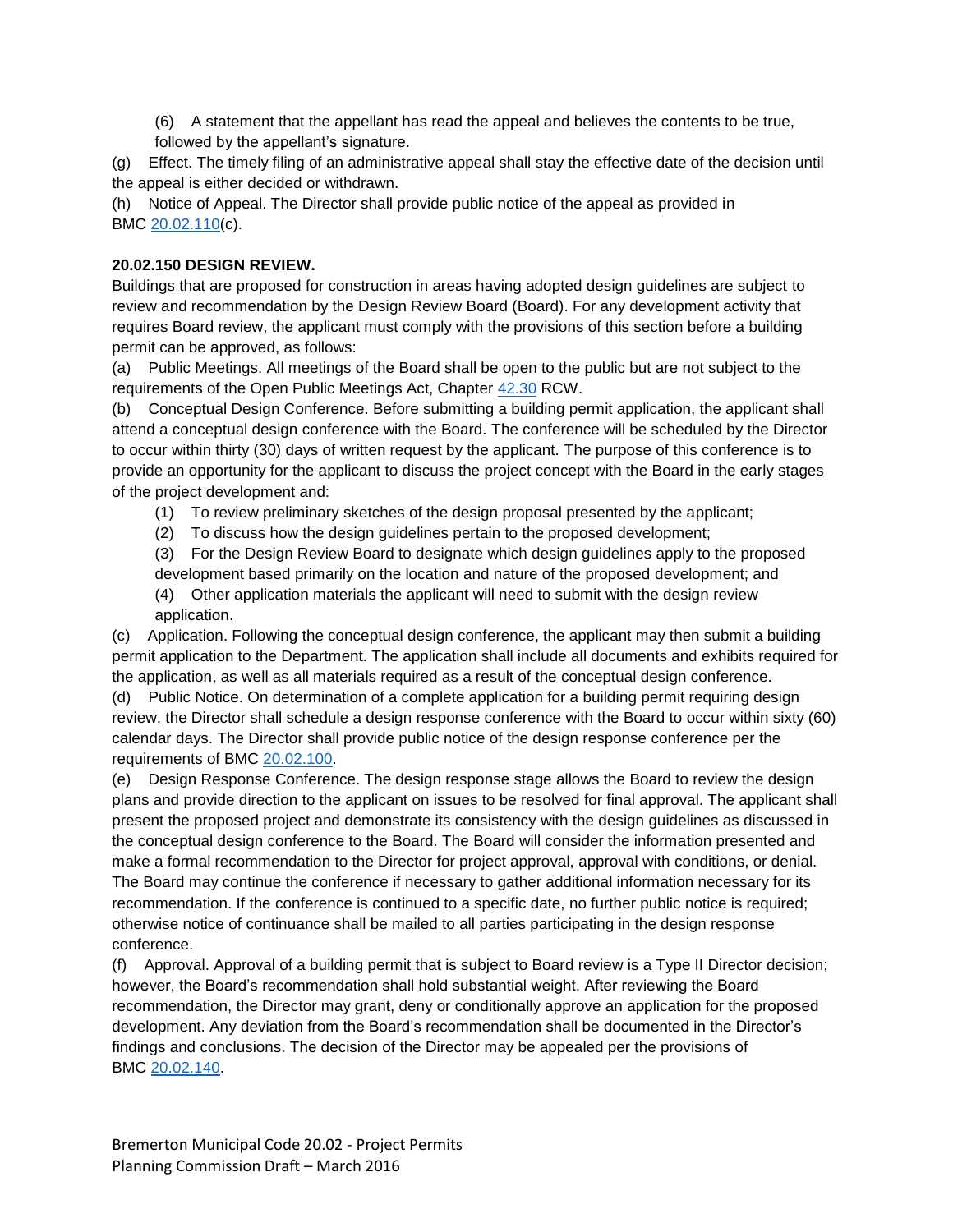(6) A statement that the appellant has read the appeal and believes the contents to be true, followed by the appellant's signature.

(g) Effect. The timely filing of an administrative appeal shall stay the effective date of the decision until the appeal is either decided or withdrawn.

(h) Notice of Appeal. The Director shall provide public notice of the appeal as provided in BMC 20.02.110(c).

**20.02.150 DESIGN REVIEW.**

Buildings that are proposed for construction in areas having adopted design guidelines are subject to review and recommendation by the Design Review Board (Board). For any development activity that requires Board review, the applicant must comply with the provisions of this section before a building permit can be approved, as follows:

(a) Public Meetings. All meetings of the Board shall be open to the public but are not subject to the requirements of the Open Public Meetings Act, Chapter 42.30 RCW.

(b) Conceptual Design Conference. Before submitting a building permit application, the applicant shall attend a conceptual design conference with the Board. The conference will be scheduled by the Director to occur within thirty (30) days of written request by the applicant. The purpose of this conference is to provide an opportunity for the applicant to discuss the project concept with the Board in the early stages of the project development and:

(1) To review preliminary sketches of the design proposal presented by the applicant;

(2) To discuss how the design guidelines pertain to the proposed development;

(3) For the Design Review Board to designate which design guidelines apply to the proposed development based primarily on the location and nature of the proposed development; and

(4) Other application materials the applicant will need to submit with the design review application.

(c) Application. Following the conceptual design conference, the applicant may then submit a building permit application to the Department. The application shall include all documents and exhibits required for the application, as well as all materials required as a result of the conceptual design conference.

(d) Public Notice. On determination of a complete application for a building permit requiring design review, the Director shall schedule a design response conference with the Board to occur within sixty (60) calendar days. The Director shall provide public notice of the design response conference per the requirements of BMC 20.02.100.

(e) Design Response Conference. The design response stage allows the Board to review the design plans and provide direction to the applicant on issues to be resolved for final approval. The applicant shall present the proposed project and demonstrate its consistency with the design guidelines as discussed in the conceptual design conference to the Board. The Board will consider the information presented and make a formal recommendation to the Director for project approval, approval with conditions, or denial. The Board may continue the conference if necessary to gather additional information necessary for its recommendation. If the conference is continued to a specific date, no further public notice is required; otherwise notice of continuance shall be mailed to all parties participating in the design response conference.

(f) Approval. Approval of a building permit that is subject to Board review is a Type II Director decision; however, the Board's recommendation shall hold substantial weight. After reviewing the Board recommendation, the Director may grant, deny or conditionally approve an application for the proposed development. Any deviation from the Board's recommendation shall be documented in the Director's findings and conclusions. The decision of the Director may be appealed per the provisions of BMC 20.02.140.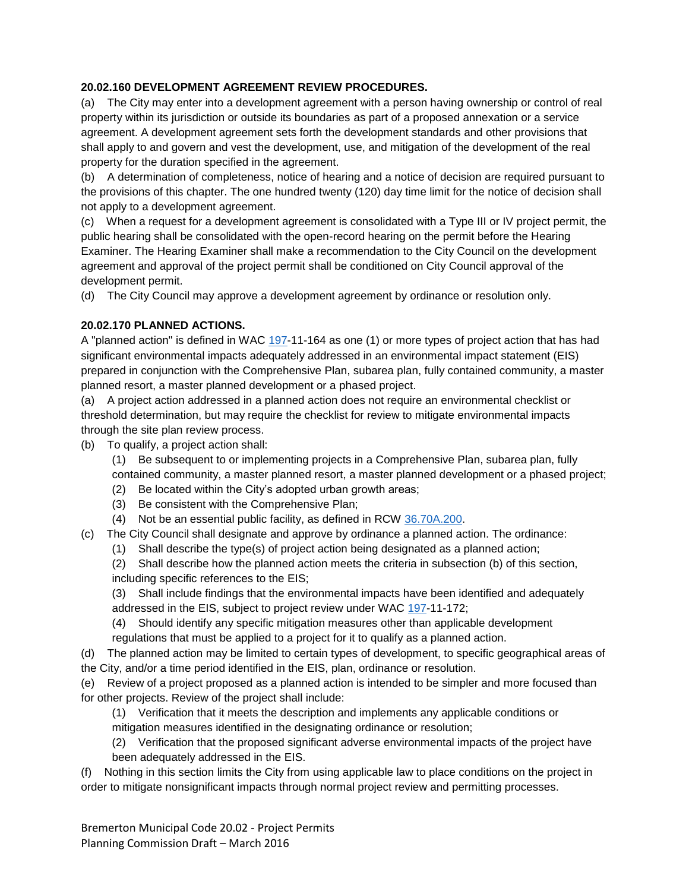**20.02.160 DEVELOPMENT AGREEMENT REVIEW PROCEDURES.**

(a) The City may enter into a development agreement with a person having ownership or control of real property within its jurisdiction or outside its boundaries as part of a proposed annexation or a service agreement. A development agreement sets forth the development standards and other provisions that shall apply to and govern and vest the development, use, and mitigation of the development of the real property for the duration specified in the agreement.

(b) A determination of completeness, notice of hearing and a notice of decision are required pursuant to the provisions of this chapter. The one hundred twenty (120) day time limit for the notice of decision shall not apply to a development agreement.

(c) When a request for a development agreement is consolidated with a Type III or IV project permit, the public hearing shall be consolidated with the open-record hearing on the permit before the Hearing Examiner. The Hearing Examiner shall make a recommendation to the City Council on the development agreement and approval of the project permit shall be conditioned on City Council approval of the development permit.

(d) The City Council may approve a development agreement by ordinance or resolution only.

**20.02.170 PLANNED ACTIONS.**

A "planned action" is defined in WAC 197-11-164 as one (1) or more types of project action that has had significant environmental impacts adequately addressed in an environmental impact statement (EIS) prepared in conjunction with the Comprehensive Plan, subarea plan, fully contained community, a master planned resort, a master planned development or a phased project.

(a) A project action addressed in a planned action does not require an environmental checklist or threshold determination, but may require the checklist for review to mitigate environmental impacts through the site plan review process.

(b) To qualify, a project action shall:

- (1) Be subsequent to or implementing projects in a Comprehensive Plan, subarea plan, fully contained community, a master planned resort, a master planned development or a phased project;
- (2) Be located within the City's adopted urban growth areas;
- (3) Be consistent with the Comprehensive Plan;
- (4) Not be an essential public facility, as defined in RCW 36.70A.200.

(c) The City Council shall designate and approve by ordinance a planned action. The ordinance:

- (1) Shall describe the type(s) of project action being designated as a planned action;
- (2) Shall describe how the planned action meets the criteria in subsection (b) of this section, including specific references to the EIS;
- (3) Shall include findings that the environmental impacts have been identified and adequately addressed in the EIS, subject to project review under WAC 197-11-172;
- (4) Should identify any specific mitigation measures other than applicable development regulations that must be applied to a project for it to qualify as a planned action.

(d) The planned action may be limited to certain types of development, to specific geographical areas of the City, and/or a time period identified in the EIS, plan, ordinance or resolution.

(e) Review of a project proposed as a planned action is intended to be simpler and more focused than for other projects. Review of the project shall include:

- (1) Verification that it meets the description and implements any applicable conditions or mitigation measures identified in the designating ordinance or resolution;
- (2) Verification that the proposed significant adverse environmental impacts of the project have been adequately addressed in the EIS.

(f) Nothing in this section limits the City from using applicable law to place conditions on the project in order to mitigate nonsignificant impacts through normal project review and permitting processes.